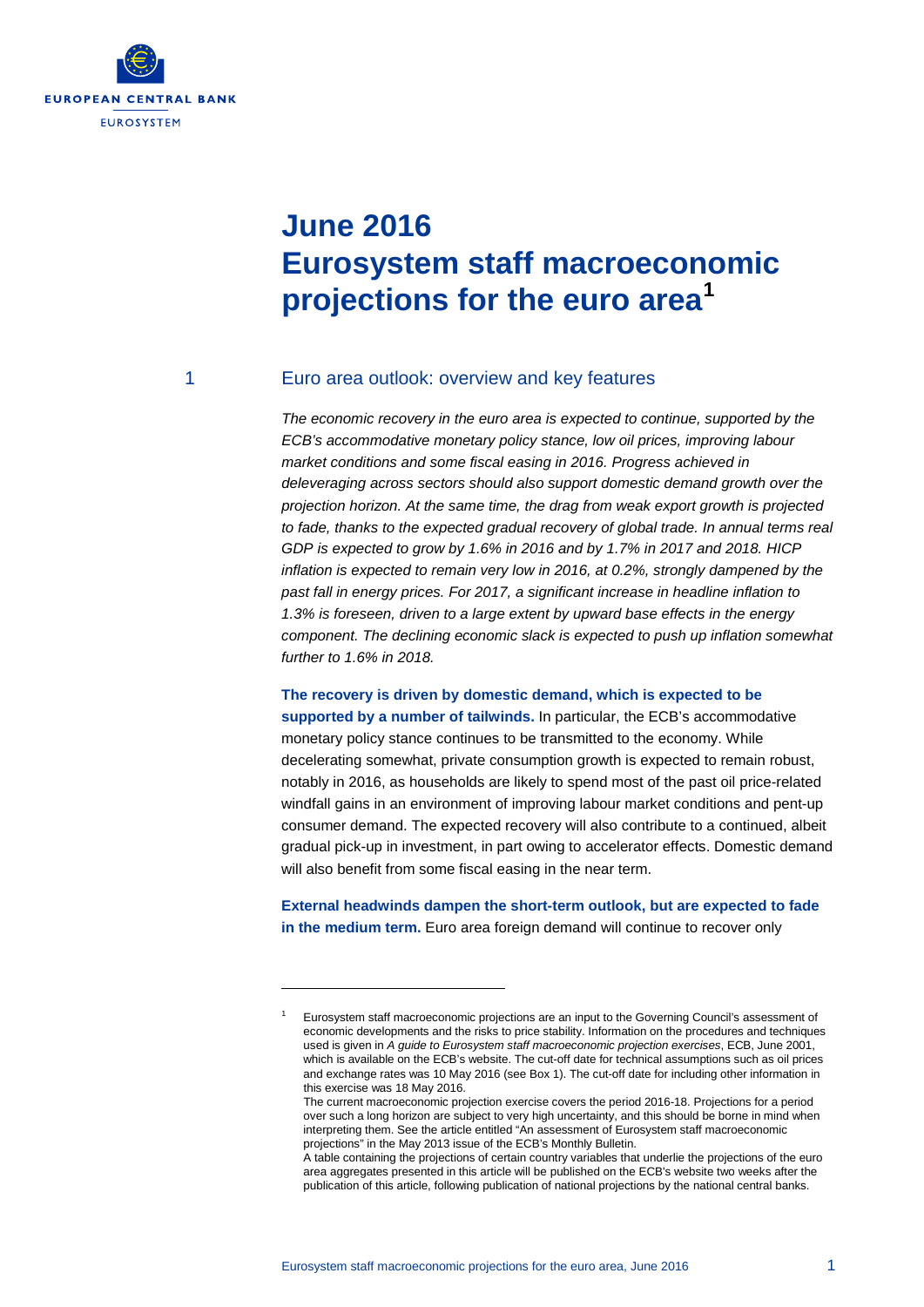# June 2016 Eurosystem staff macroeconomic projections for the euro area[1]

## 1 Euro area outlook: overview and key features

*The economic recovery in the euro area is expected to continue, supported by the ECB's accommodative monetary policy stance, low oil prices, improving labour market conditions and some fiscal easing in 2016. Progress achieved in deleveraging across sectors should also support domestic demand growth over the projection horizon. At the same time, the drag from weak export growth is projected to fade, thanks to the expected gradual recovery of global trade. In annual terms real GDP is expected to grow by 1.6% in 2016 and by 1.7% in 2017 and 2018. HICP inflation is expected to remain very low in 2016, at 0.2%, strongly dampened by the past fall in energy prices. For 2017, a significant increase in headline inflation to 1.3% is foreseen, driven to a large extent by upward base effects in the energy component. The declining economic slack is expected to push up inflation somewhat further to 1.6% in 2018.*

**The recovery is driven by domestic demand, which is expected to be supported by a number of tailwinds.** In particular, the ECB's accommodative monetary policy stance continues to be transmitted to the economy. While decelerating somewhat, private consumption growth is expected to remain robust, notably in 2016, as households are likely to spend most of the past oil price-related windfall gains in an environment of improving labour market conditions and pent-up consumer demand. The expected recovery will also contribute to a continued, albeit gradual pick-up in investment, in part owing to accelerator effects. Domestic demand will also benefit from some fiscal easing in the near term.

**External headwinds dampen the short-term outlook, but are expected to fade in the medium term.** Euro area foreign demand will continue to recover only

---

[1] Eurosystem staff macroeconomic projections are an input to the Governing Council's assessment of economic developments and the risks to price stability. Information on the procedures and techniques used is given in *A guide to Eurosystem staff macroeconomic projection exercises*, ECB, June 2001, which is available on the ECB's website. The cut-off date for technical assumptions such as oil prices and exchange rates was 10 May 2016 (see Box 1). The cut-off date for including other information in this exercise was 18 May 2016.
The current macroeconomic projection exercise covers the period 2016-18. Projections for a period over such a long horizon are subject to very high uncertainty, and this should be borne in mind when interpreting them. See the article entitled "An assessment of Eurosystem staff macroeconomic projections" in the May 2013 issue of the ECB's Monthly Bulletin.
A table containing the projections of certain country variables that underlie the projections of the euro area aggregates presented in this article will be published on the ECB's website two weeks after the publication of this article, following publication of national projections by the national central banks.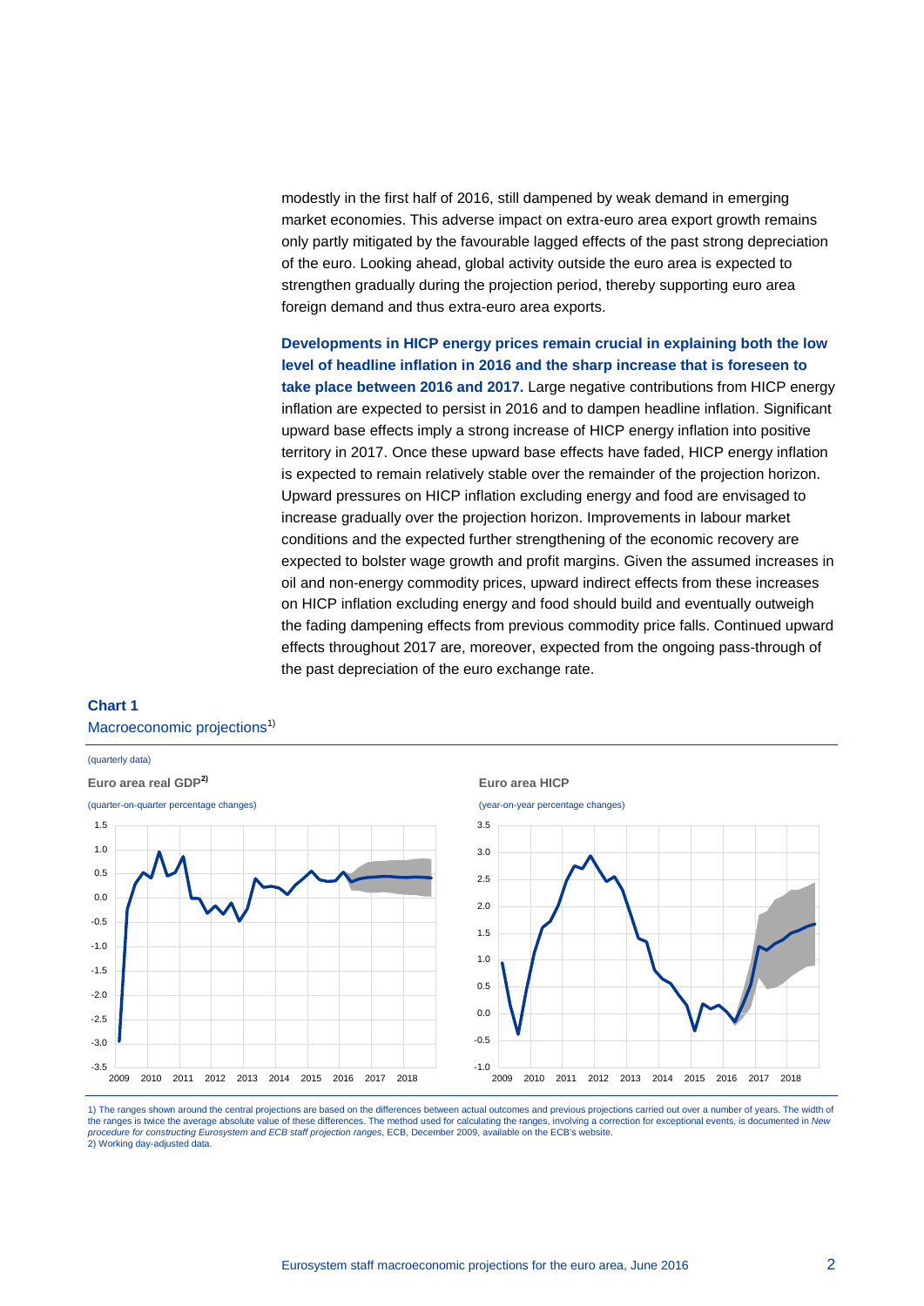modestly in the first half of 2016, still dampened by weak demand in emerging market economies. This adverse impact on extra-euro area export growth remains only partly mitigated by the favourable lagged effects of the past strong depreciation of the euro. Looking ahead, global activity outside the euro area is expected to strengthen gradually during the projection period, thereby supporting euro area foreign demand and thus extra-euro area exports.

**Developments in HICP energy prices remain crucial in explaining both the low level of headline inflation in 2016 and the sharp increase that is foreseen to take place between 2016 and 2017.** Large negative contributions from HICP energy inflation are expected to persist in 2016 and to dampen headline inflation. Significant upward base effects imply a strong increase of HICP energy inflation into positive territory in 2017. Once these upward base effects have faded, HICP energy inflation is expected to remain relatively stable over the remainder of the projection horizon. Upward pressures on HICP inflation excluding energy and food are envisaged to increase gradually over the projection horizon. Improvements in labour market conditions and the expected further strengthening of the economic recovery are expected to bolster wage growth and profit margins. Given the assumed increases in oil and non-energy commodity prices, upward indirect effects from these increases on HICP inflation excluding energy and food should build and eventually outweigh the fading dampening effects from previous commodity price falls. Continued upward effects throughout 2017 are, moreover, expected from the ongoing pass-through of the past depreciation of the euro exchange rate.

**Chart 1**

Macroeconomic projections[1]

(quarterly data)

**Euro area real GDP[2]**

(quarter-on-quarter percentage changes)

**Euro area HICP**

(year-on-year percentage changes)

1) The ranges shown around the central projections are based on the differences between actual outcomes and previous projections carried out over a number of years. The width of the ranges is twice the average absolute value of these differences. The method used for calculating the ranges, involving a correction for exceptional events, is documented in *New procedure for constructing Eurosystem and ECB staff projection ranges*, ECB, December 2009, available on the ECB's website.

2) Working day-adjusted data.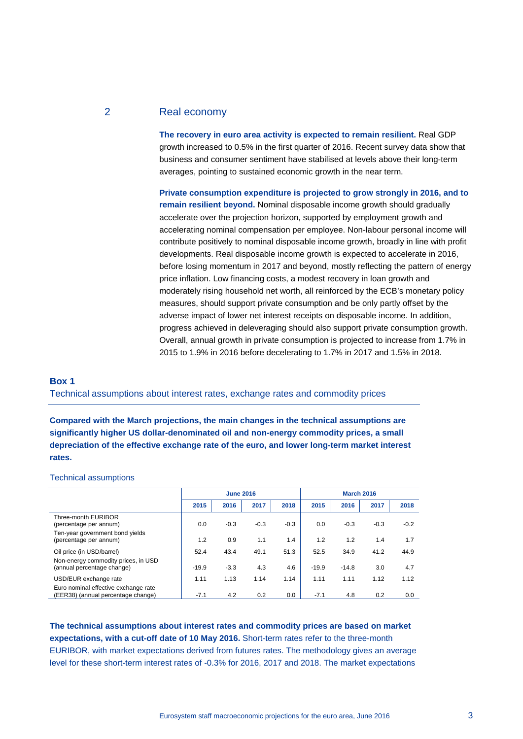## 2 Real economy

**The recovery in euro area activity is expected to remain resilient.** Real GDP growth increased to 0.5% in the first quarter of 2016. Recent survey data show that business and consumer sentiment have stabilised at levels above their long-term averages, pointing to sustained economic growth in the near term.

**Private consumption expenditure is projected to grow strongly in 2016, and to remain resilient beyond.** Nominal disposable income growth should gradually accelerate over the projection horizon, supported by employment growth and accelerating nominal compensation per employee. Non-labour personal income will contribute positively to nominal disposable income growth, broadly in line with profit developments. Real disposable income growth is expected to accelerate in 2016, before losing momentum in 2017 and beyond, mostly reflecting the pattern of energy price inflation. Low financing costs, a modest recovery in loan growth and moderately rising household net worth, all reinforced by the ECB's monetary policy measures, should support private consumption and be only partly offset by the adverse impact of lower net interest receipts on disposable income. In addition, progress achieved in deleveraging should also support private consumption growth. Overall, annual growth in private consumption is projected to increase from 1.7% in 2015 to 1.9% in 2016 before decelerating to 1.7% in 2017 and 1.5% in 2018.

### Box 1

### Technical assumptions about interest rates, exchange rates and commodity prices

**Compared with the March projections, the main changes in the technical assumptions are significantly higher US dollar-denominated oil and non-energy commodity prices, a small depreciation of the effective exchange rate of the euro, and lower long-term market interest rates.**

Technical assumptions

| | June 2016 | | | | March 2016 | | | |
|---|---|---|---|---|---|---|---|---|
| | 2015 | 2016 | 2017 | 2018 | 2015 | 2016 | 2017 | 2018 |
| Three-month EURIBOR (percentage per annum) | 0.0 | -0.3 | -0.3 | -0.3 | 0.0 | -0.3 | -0.3 | -0.2 |
| Ten-year government bond yields (percentage per annum) | 1.2 | 0.9 | 1.1 | 1.4 | 1.2 | 1.2 | 1.4 | 1.7 |
| Oil price (in USD/barrel) | 52.4 | 43.4 | 49.1 | 51.3 | 52.5 | 34.9 | 41.2 | 44.9 |
| Non-energy commodity prices, in USD (annual percentage change) | -19.9 | -3.3 | 4.3 | 4.6 | -19.9 | -14.8 | 3.0 | 4.7 |
| USD/EUR exchange rate | 1.11 | 1.13 | 1.14 | 1.14 | 1.11 | 1.11 | 1.12 | 1.12 |
| Euro nominal effective exchange rate (EER38) (annual percentage change) | -7.1 | 4.2 | 0.2 | 0.0 | -7.1 | 4.8 | 0.2 | 0.0 |

**The technical assumptions about interest rates and commodity prices are based on market expectations, with a cut-off date of 10 May 2016.** Short-term rates refer to the three-month EURIBOR, with market expectations derived from futures rates. The methodology gives an average level for these short-term interest rates of -0.3% for 2016, 2017 and 2018. The market expectations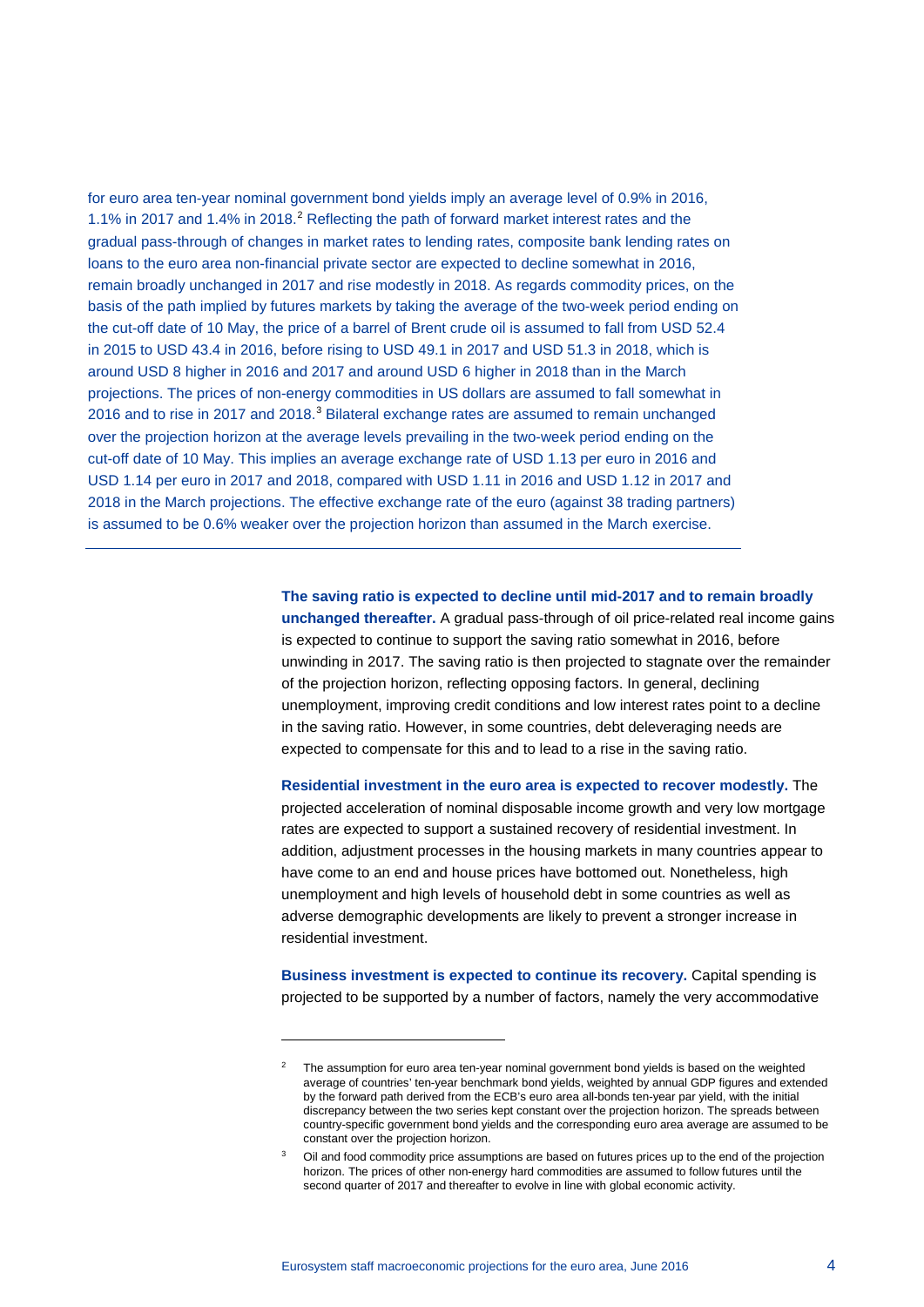for euro area ten-year nominal government bond yields imply an average level of 0.9% in 2016, 1.1% in 2017 and 1.4% in 2018.[2] Reflecting the path of forward market interest rates and the gradual pass-through of changes in market rates to lending rates, composite bank lending rates on loans to the euro area non-financial private sector are expected to decline somewhat in 2016, remain broadly unchanged in 2017 and rise modestly in 2018. As regards commodity prices, on the basis of the path implied by futures markets by taking the average of the two-week period ending on the cut-off date of 10 May, the price of a barrel of Brent crude oil is assumed to fall from USD 52.4 in 2015 to USD 43.4 in 2016, before rising to USD 49.1 in 2017 and USD 51.3 in 2018, which is around USD 8 higher in 2016 and 2017 and around USD 6 higher in 2018 than in the March projections. The prices of non-energy commodities in US dollars are assumed to fall somewhat in 2016 and to rise in 2017 and 2018.[3] Bilateral exchange rates are assumed to remain unchanged over the projection horizon at the average levels prevailing in the two-week period ending on the cut-off date of 10 May. This implies an average exchange rate of USD 1.13 per euro in 2016 and USD 1.14 per euro in 2017 and 2018, compared with USD 1.11 in 2016 and USD 1.12 in 2017 and 2018 in the March projections. The effective exchange rate of the euro (against 38 trading partners) is assumed to be 0.6% weaker over the projection horizon than assumed in the March exercise.

---

**The saving ratio is expected to decline until mid-2017 and to remain broadly unchanged thereafter.** A gradual pass-through of oil price-related real income gains is expected to continue to support the saving ratio somewhat in 2016, before unwinding in 2017. The saving ratio is then projected to stagnate over the remainder of the projection horizon, reflecting opposing factors. In general, declining unemployment, improving credit conditions and low interest rates point to a decline in the saving ratio. However, in some countries, debt deleveraging needs are expected to compensate for this and to lead to a rise in the saving ratio.

**Residential investment in the euro area is expected to recover modestly.** The projected acceleration of nominal disposable income growth and very low mortgage rates are expected to support a sustained recovery of residential investment. In addition, adjustment processes in the housing markets in many countries appear to have come to an end and house prices have bottomed out. Nonetheless, high unemployment and high levels of household debt in some countries as well as adverse demographic developments are likely to prevent a stronger increase in residential investment.

**Business investment is expected to continue its recovery.** Capital spending is projected to be supported by a number of factors, namely the very accommodative

---

[2] The assumption for euro area ten-year nominal government bond yields is based on the weighted average of countries' ten-year benchmark bond yields, weighted by annual GDP figures and extended by the forward path derived from the ECB's euro area all-bonds ten-year par yield, with the initial discrepancy between the two series kept constant over the projection horizon. The spreads between country-specific government bond yields and the corresponding euro area average are assumed to be constant over the projection horizon.

[3] Oil and food commodity price assumptions are based on futures prices up to the end of the projection horizon. The prices of other non-energy hard commodities are assumed to follow futures until the second quarter of 2017 and thereafter to evolve in line with global economic activity.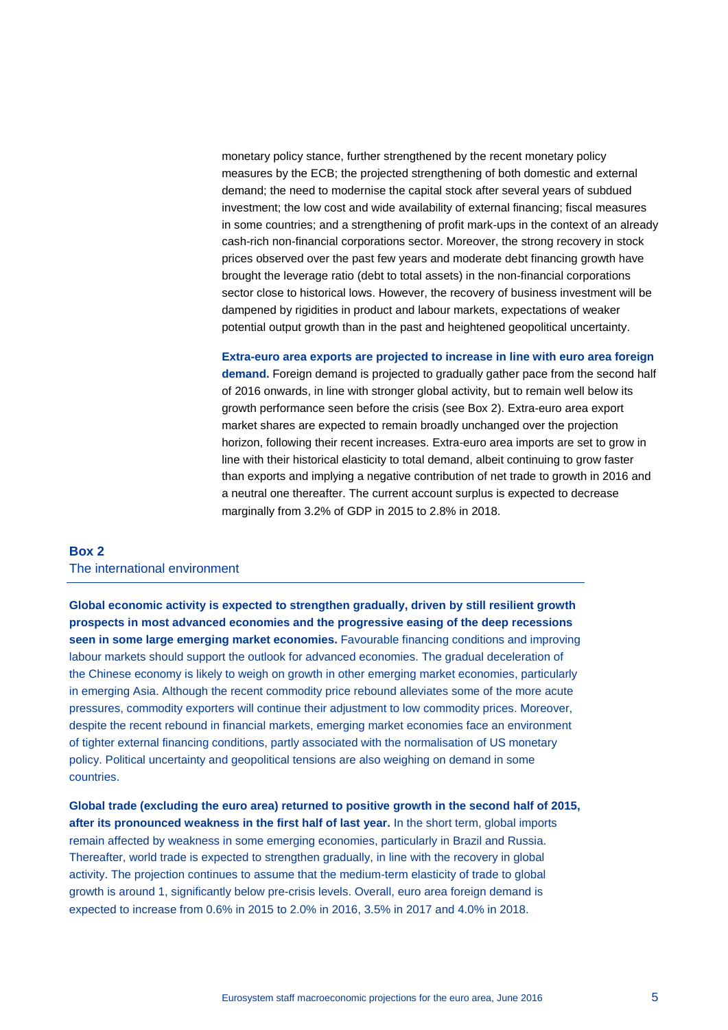monetary policy stance, further strengthened by the recent monetary policy measures by the ECB; the projected strengthening of both domestic and external demand; the need to modernise the capital stock after several years of subdued investment; the low cost and wide availability of external financing; fiscal measures in some countries; and a strengthening of profit mark-ups in the context of an already cash-rich non-financial corporations sector. Moreover, the strong recovery in stock prices observed over the past few years and moderate debt financing growth have brought the leverage ratio (debt to total assets) in the non-financial corporations sector close to historical lows. However, the recovery of business investment will be dampened by rigidities in product and labour markets, expectations of weaker potential output growth than in the past and heightened geopolitical uncertainty.

**Extra-euro area exports are projected to increase in line with euro area foreign demand.** Foreign demand is projected to gradually gather pace from the second half of 2016 onwards, in line with stronger global activity, but to remain well below its growth performance seen before the crisis (see Box 2). Extra-euro area export market shares are expected to remain broadly unchanged over the projection horizon, following their recent increases. Extra-euro area imports are set to grow in line with their historical elasticity to total demand, albeit continuing to grow faster than exports and implying a negative contribution of net trade to growth in 2016 and a neutral one thereafter. The current account surplus is expected to decrease marginally from 3.2% of GDP in 2015 to 2.8% in 2018.

## Box 2
### The international environment

**Global economic activity is expected to strengthen gradually, driven by still resilient growth prospects in most advanced economies and the progressive easing of the deep recessions seen in some large emerging market economies.** Favourable financing conditions and improving labour markets should support the outlook for advanced economies. The gradual deceleration of the Chinese economy is likely to weigh on growth in other emerging market economies, particularly in emerging Asia. Although the recent commodity price rebound alleviates some of the more acute pressures, commodity exporters will continue their adjustment to low commodity prices. Moreover, despite the recent rebound in financial markets, emerging market economies face an environment of tighter external financing conditions, partly associated with the normalisation of US monetary policy. Political uncertainty and geopolitical tensions are also weighing on demand in some countries.

**Global trade (excluding the euro area) returned to positive growth in the second half of 2015, after its pronounced weakness in the first half of last year.** In the short term, global imports remain affected by weakness in some emerging economies, particularly in Brazil and Russia. Thereafter, world trade is expected to strengthen gradually, in line with the recovery in global activity. The projection continues to assume that the medium-term elasticity of trade to global growth is around 1, significantly below pre-crisis levels. Overall, euro area foreign demand is expected to increase from 0.6% in 2015 to 2.0% in 2016, 3.5% in 2017 and 4.0% in 2018.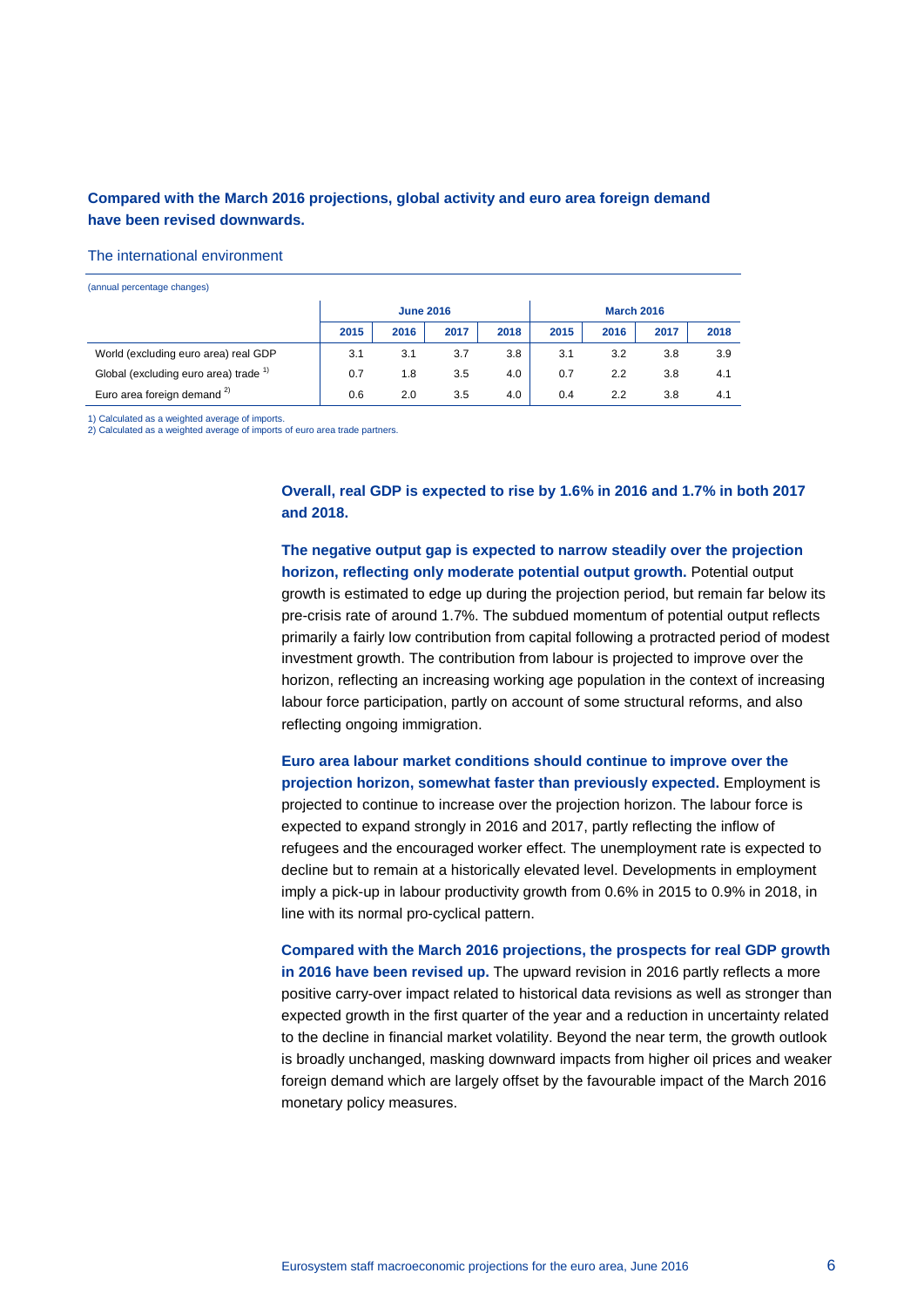**Compared with the March 2016 projections, global activity and euro area foreign demand have been revised downwards.**

The international environment

(annual percentage changes)

| | June 2016 | | | | March 2016 | | | |
|---|---|---|---|---|---|---|---|---|
| | 2015 | 2016 | 2017 | 2018 | 2015 | 2016 | 2017 | 2018 |
| World (excluding euro area) real GDP | 3.1 | 3.1 | 3.7 | 3.8 | 3.1 | 3.2 | 3.8 | 3.9 |
| Global (excluding euro area) trade [1] | 0.7 | 1.8 | 3.5 | 4.0 | 0.7 | 2.2 | 3.8 | 4.1 |
| Euro area foreign demand [2] | 0.6 | 2.0 | 3.5 | 4.0 | 0.4 | 2.2 | 3.8 | 4.1 |

1) Calculated as a weighted average of imports.
2) Calculated as a weighted average of imports of euro area trade partners.

**Overall, real GDP is expected to rise by 1.6% in 2016 and 1.7% in both 2017 and 2018.**

**The negative output gap is expected to narrow steadily over the projection horizon, reflecting only moderate potential output growth.** Potential output growth is estimated to edge up during the projection period, but remain far below its pre-crisis rate of around 1.7%. The subdued momentum of potential output reflects primarily a fairly low contribution from capital following a protracted period of modest investment growth. The contribution from labour is projected to improve over the horizon, reflecting an increasing working age population in the context of increasing labour force participation, partly on account of some structural reforms, and also reflecting ongoing immigration.

**Euro area labour market conditions should continue to improve over the projection horizon, somewhat faster than previously expected.** Employment is projected to continue to increase over the projection horizon. The labour force is expected to expand strongly in 2016 and 2017, partly reflecting the inflow of refugees and the encouraged worker effect. The unemployment rate is expected to decline but to remain at a historically elevated level. Developments in employment imply a pick-up in labour productivity growth from 0.6% in 2015 to 0.9% in 2018, in line with its normal pro-cyclical pattern.

**Compared with the March 2016 projections, the prospects for real GDP growth in 2016 have been revised up.** The upward revision in 2016 partly reflects a more positive carry-over impact related to historical data revisions as well as stronger than expected growth in the first quarter of the year and a reduction in uncertainty related to the decline in financial market volatility. Beyond the near term, the growth outlook is broadly unchanged, masking downward impacts from higher oil prices and weaker foreign demand which are largely offset by the favourable impact of the March 2016 monetary policy measures.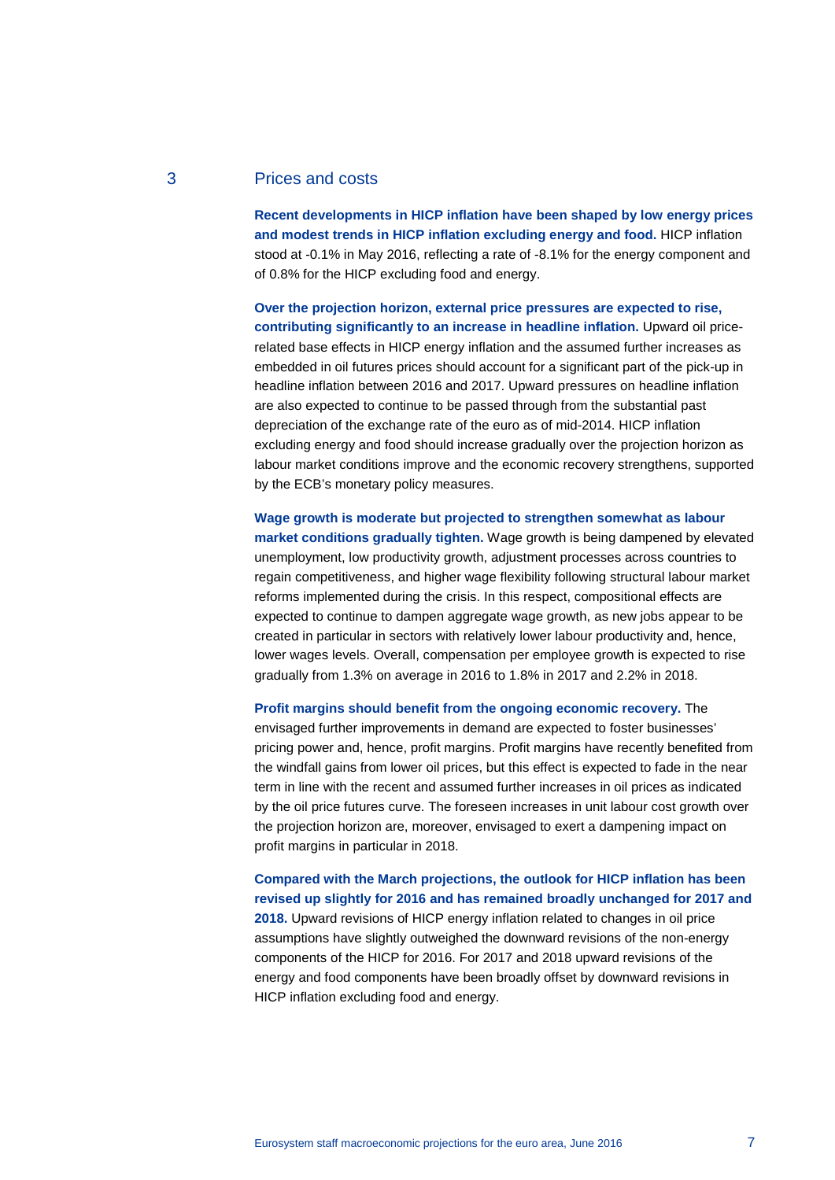## 3 Prices and costs

**Recent developments in HICP inflation have been shaped by low energy prices and modest trends in HICP inflation excluding energy and food.** HICP inflation stood at -0.1% in May 2016, reflecting a rate of -8.1% for the energy component and of 0.8% for the HICP excluding food and energy.

**Over the projection horizon, external price pressures are expected to rise, contributing significantly to an increase in headline inflation.** Upward oil price-related base effects in HICP energy inflation and the assumed further increases as embedded in oil futures prices should account for a significant part of the pick-up in headline inflation between 2016 and 2017. Upward pressures on headline inflation are also expected to continue to be passed through from the substantial past depreciation of the exchange rate of the euro as of mid-2014. HICP inflation excluding energy and food should increase gradually over the projection horizon as labour market conditions improve and the economic recovery strengthens, supported by the ECB's monetary policy measures.

**Wage growth is moderate but projected to strengthen somewhat as labour market conditions gradually tighten.** Wage growth is being dampened by elevated unemployment, low productivity growth, adjustment processes across countries to regain competitiveness, and higher wage flexibility following structural labour market reforms implemented during the crisis. In this respect, compositional effects are expected to continue to dampen aggregate wage growth, as new jobs appear to be created in particular in sectors with relatively lower labour productivity and, hence, lower wages levels. Overall, compensation per employee growth is expected to rise gradually from 1.3% on average in 2016 to 1.8% in 2017 and 2.2% in 2018.

**Profit margins should benefit from the ongoing economic recovery.** The envisaged further improvements in demand are expected to foster businesses' pricing power and, hence, profit margins. Profit margins have recently benefited from the windfall gains from lower oil prices, but this effect is expected to fade in the near term in line with the recent and assumed further increases in oil prices as indicated by the oil price futures curve. The foreseen increases in unit labour cost growth over the projection horizon are, moreover, envisaged to exert a dampening impact on profit margins in particular in 2018.

**Compared with the March projections, the outlook for HICP inflation has been revised up slightly for 2016 and has remained broadly unchanged for 2017 and 2018.** Upward revisions of HICP energy inflation related to changes in oil price assumptions have slightly outweighed the downward revisions of the non-energy components of the HICP for 2016. For 2017 and 2018 upward revisions of the energy and food components have been broadly offset by downward revisions in HICP inflation excluding food and energy.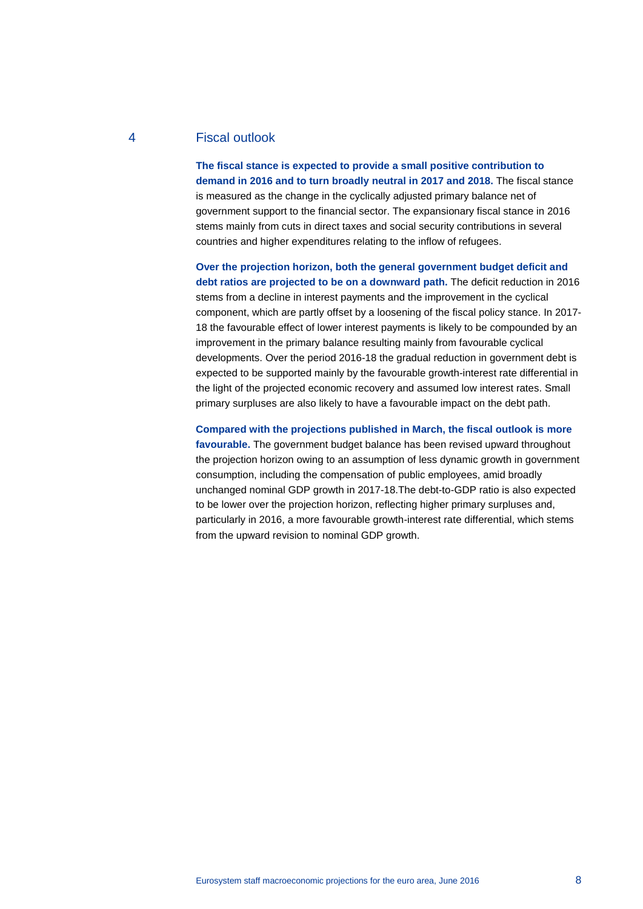## 4 Fiscal outlook

**The fiscal stance is expected to provide a small positive contribution to demand in 2016 and to turn broadly neutral in 2017 and 2018.** The fiscal stance is measured as the change in the cyclically adjusted primary balance net of government support to the financial sector. The expansionary fiscal stance in 2016 stems mainly from cuts in direct taxes and social security contributions in several countries and higher expenditures relating to the inflow of refugees.

**Over the projection horizon, both the general government budget deficit and debt ratios are projected to be on a downward path.** The deficit reduction in 2016 stems from a decline in interest payments and the improvement in the cyclical component, which are partly offset by a loosening of the fiscal policy stance. In 2017-18 the favourable effect of lower interest payments is likely to be compounded by an improvement in the primary balance resulting mainly from favourable cyclical developments. Over the period 2016-18 the gradual reduction in government debt is expected to be supported mainly by the favourable growth-interest rate differential in the light of the projected economic recovery and assumed low interest rates. Small primary surpluses are also likely to have a favourable impact on the debt path.

**Compared with the projections published in March, the fiscal outlook is more favourable.** The government budget balance has been revised upward throughout the projection horizon owing to an assumption of less dynamic growth in government consumption, including the compensation of public employees, amid broadly unchanged nominal GDP growth in 2017-18.The debt-to-GDP ratio is also expected to be lower over the projection horizon, reflecting higher primary surpluses and, particularly in 2016, a more favourable growth-interest rate differential, which stems from the upward revision to nominal GDP growth.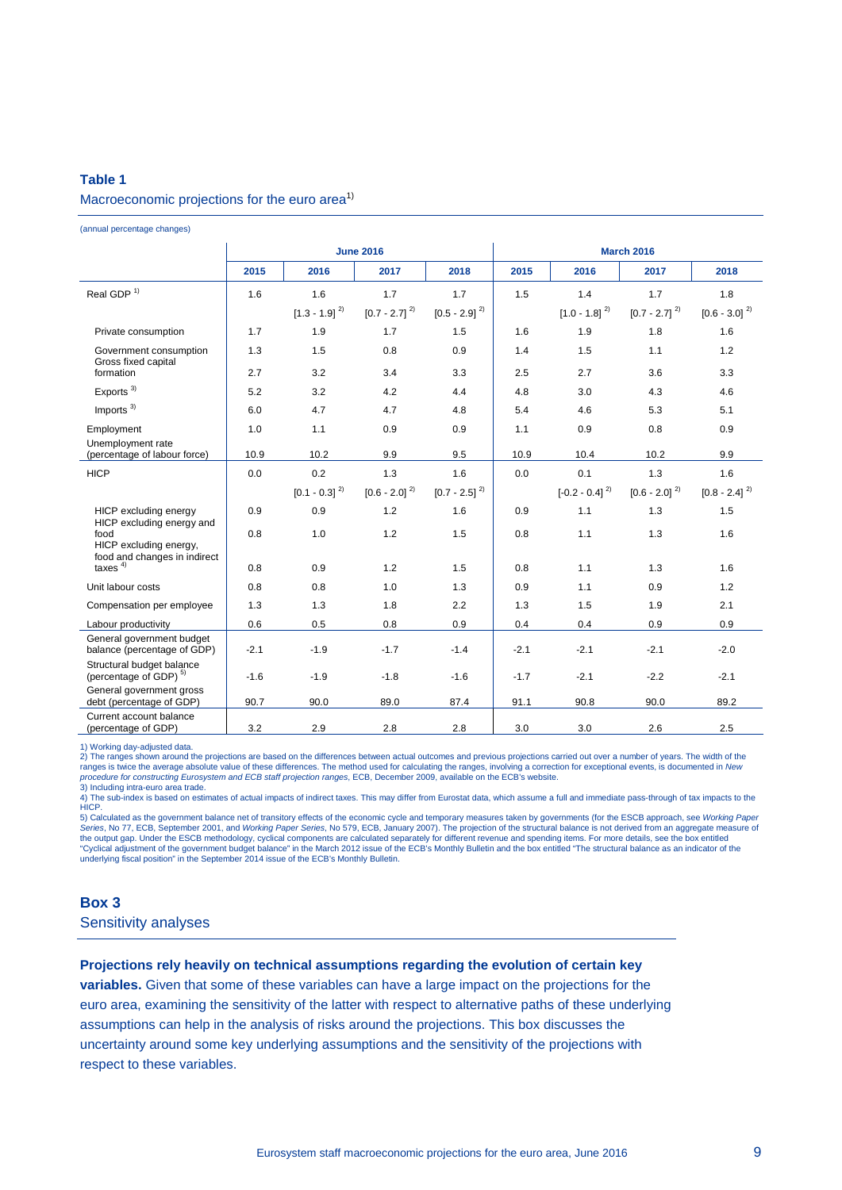**Table 1**

Macroeconomic projections for the euro area[1)]

(annual percentage changes)

| | June 2016 | | | | March 2016 | | | |
|---|---|---|---|---|---|---|---|---|
| | 2015 | 2016 | 2017 | 2018 | 2015 | 2016 | 2017 | 2018 |
| Real GDP [1)] | 1.6 | 1.6 | 1.7 | 1.7 | 1.5 | 1.4 | 1.7 | 1.8 |
| | | [1.3 - 1.9] [2)] | [0.7 - 2.7] [2)] | [0.5 - 2.9] [2)] | | [1.0 - 1.8] [2)] | [0.7 - 2.7] [2)] | [0.6 - 3.0] [2)] |
| Private consumption | 1.7 | 1.9 | 1.7 | 1.5 | 1.6 | 1.9 | 1.8 | 1.6 |
| Government consumption | 1.3 | 1.5 | 0.8 | 0.9 | 1.4 | 1.5 | 1.1 | 1.2 |
| Gross fixed capital formation | 2.7 | 3.2 | 3.4 | 3.3 | 2.5 | 2.7 | 3.6 | 3.3 |
| Exports [3)] | 5.2 | 3.2 | 4.2 | 4.4 | 4.8 | 3.0 | 4.3 | 4.6 |
| Imports [3)] | 6.0 | 4.7 | 4.7 | 4.8 | 5.4 | 4.6 | 5.3 | 5.1 |
| Employment | 1.0 | 1.1 | 0.9 | 0.9 | 1.1 | 0.9 | 0.8 | 0.9 |
| Unemployment rate (percentage of labour force) | 10.9 | 10.2 | 9.9 | 9.5 | 10.9 | 10.4 | 10.2 | 9.9 |
| HICP | 0.0 | 0.2 | 1.3 | 1.6 | 0.0 | 0.1 | 1.3 | 1.6 |
| | | [0.1 - 0.3] [2)] | [0.6 - 2.0] [2)] | [0.7 - 2.5] [2)] | | [-0.2 - 0.4] [2)] | [0.6 - 2.0] [2)] | [0.8 - 2.4] [2)] |
| HICP excluding energy | 0.9 | 0.9 | 1.2 | 1.6 | 0.9 | 1.1 | 1.3 | 1.5 |
| HICP excluding energy and food | 0.8 | 1.0 | 1.2 | 1.5 | 0.8 | 1.1 | 1.3 | 1.6 |
| HICP excluding energy, food and changes in indirect taxes [4)] | 0.8 | 0.9 | 1.2 | 1.5 | 0.8 | 1.1 | 1.3 | 1.6 |
| Unit labour costs | 0.8 | 0.8 | 1.0 | 1.3 | 0.9 | 1.1 | 0.9 | 1.2 |
| Compensation per employee | 1.3 | 1.3 | 1.8 | 2.2 | 1.3 | 1.5 | 1.9 | 2.1 |
| Labour productivity | 0.6 | 0.5 | 0.8 | 0.9 | 0.4 | 0.4 | 0.9 | 0.9 |
| General government budget balance (percentage of GDP) | -2.1 | -1.9 | -1.7 | -1.4 | -2.1 | -2.1 | -2.1 | -2.0 |
| Structural budget balance (percentage of GDP) [5)] | -1.6 | -1.9 | -1.8 | -1.6 | -1.7 | -2.1 | -2.2 | -2.1 |
| General government gross debt (percentage of GDP) | 90.7 | 90.0 | 89.0 | 87.4 | 91.1 | 90.8 | 90.0 | 89.2 |
| Current account balance (percentage of GDP) | 3.2 | 2.9 | 2.8 | 2.8 | 3.0 | 3.0 | 2.6 | 2.5 |

1) Working day-adjusted data.
2) The ranges shown around the projections are based on the differences between actual outcomes and previous projections carried out over a number of years. The width of the ranges is twice the average absolute value of these differences. The method used for calculating the ranges, involving a correction for exceptional events, is documented in *New procedure for constructing Eurosystem and ECB staff projection ranges*, ECB, December 2009, available on the ECB's website.
3) Including intra-euro area trade.
4) The sub-index is based on estimates of actual impacts of indirect taxes. This may differ from Eurostat data, which assume a full and immediate pass-through of tax impacts to the HICP.
5) Calculated as the government balance net of transitory effects of the economic cycle and temporary measures taken by governments (for the ESCB approach, see *Working Paper Series*, No 77, ECB, September 2001, and *Working Paper Series*, No 579, ECB, January 2007). The projection of the structural balance is not derived from an aggregate measure of the output gap. Under the ESCB methodology, cyclical components are calculated separately for different revenue and spending items. For more details, see the box entitled "Cyclical adjustment of the government budget balance" in the March 2012 issue of the ECB's Monthly Bulletin and the box entitled "The structural balance as an indicator of the underlying fiscal position" in the September 2014 issue of the ECB's Monthly Bulletin.

## Box 3
### Sensitivity analyses

**Projections rely heavily on technical assumptions regarding the evolution of certain key variables.** Given that some of these variables can have a large impact on the projections for the euro area, examining the sensitivity of the latter with respect to alternative paths of these underlying assumptions can help in the analysis of risks around the projections. This box discusses the uncertainty around some key underlying assumptions and the sensitivity of the projections with respect to these variables.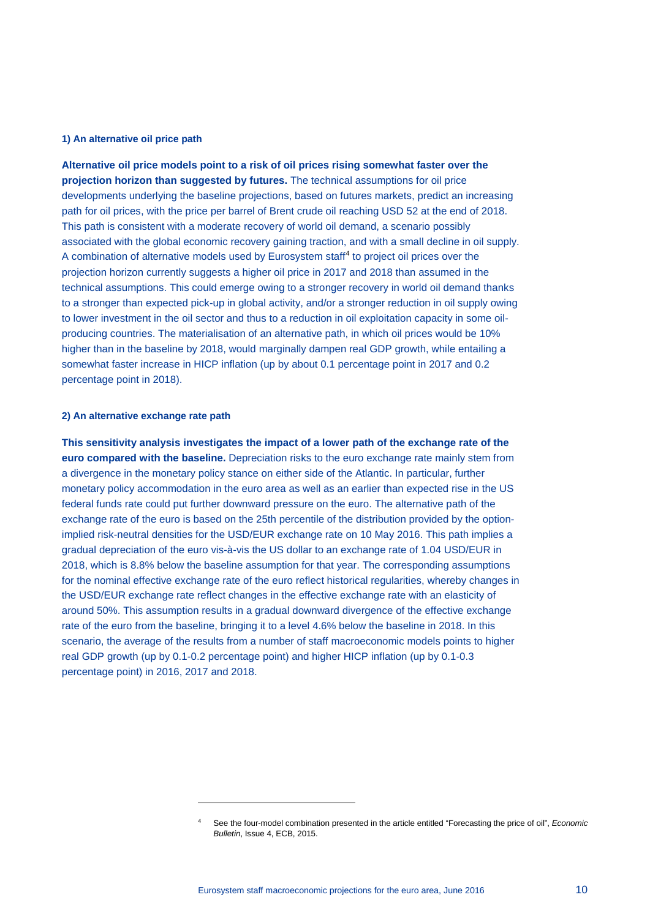**1) An alternative oil price path**

**Alternative oil price models point to a risk of oil prices rising somewhat faster over the projection horizon than suggested by futures.** The technical assumptions for oil price developments underlying the baseline projections, based on futures markets, predict an increasing path for oil prices, with the price per barrel of Brent crude oil reaching USD 52 at the end of 2018. This path is consistent with a moderate recovery of world oil demand, a scenario possibly associated with the global economic recovery gaining traction, and with a small decline in oil supply. A combination of alternative models used by Eurosystem staff[4] to project oil prices over the projection horizon currently suggests a higher oil price in 2017 and 2018 than assumed in the technical assumptions. This could emerge owing to a stronger recovery in world oil demand thanks to a stronger than expected pick-up in global activity, and/or a stronger reduction in oil supply owing to lower investment in the oil sector and thus to a reduction in oil exploitation capacity in some oil-producing countries. The materialisation of an alternative path, in which oil prices would be 10% higher than in the baseline by 2018, would marginally dampen real GDP growth, while entailing a somewhat faster increase in HICP inflation (up by about 0.1 percentage point in 2017 and 0.2 percentage point in 2018).

**2) An alternative exchange rate path**

**This sensitivity analysis investigates the impact of a lower path of the exchange rate of the euro compared with the baseline.** Depreciation risks to the euro exchange rate mainly stem from a divergence in the monetary policy stance on either side of the Atlantic. In particular, further monetary policy accommodation in the euro area as well as an earlier than expected rise in the US federal funds rate could put further downward pressure on the euro. The alternative path of the exchange rate of the euro is based on the 25th percentile of the distribution provided by the option-implied risk-neutral densities for the USD/EUR exchange rate on 10 May 2016. This path implies a gradual depreciation of the euro vis-à-vis the US dollar to an exchange rate of 1.04 USD/EUR in 2018, which is 8.8% below the baseline assumption for that year. The corresponding assumptions for the nominal effective exchange rate of the euro reflect historical regularities, whereby changes in the USD/EUR exchange rate reflect changes in the effective exchange rate with an elasticity of around 50%. This assumption results in a gradual downward divergence of the effective exchange rate of the euro from the baseline, bringing it to a level 4.6% below the baseline in 2018. In this scenario, the average of the results from a number of staff macroeconomic models points to higher real GDP growth (up by 0.1-0.2 percentage point) and higher HICP inflation (up by 0.1-0.3 percentage point) in 2016, 2017 and 2018.

---

[4] See the four-model combination presented in the article entitled "Forecasting the price of oil", *Economic Bulletin*, Issue 4, ECB, 2015.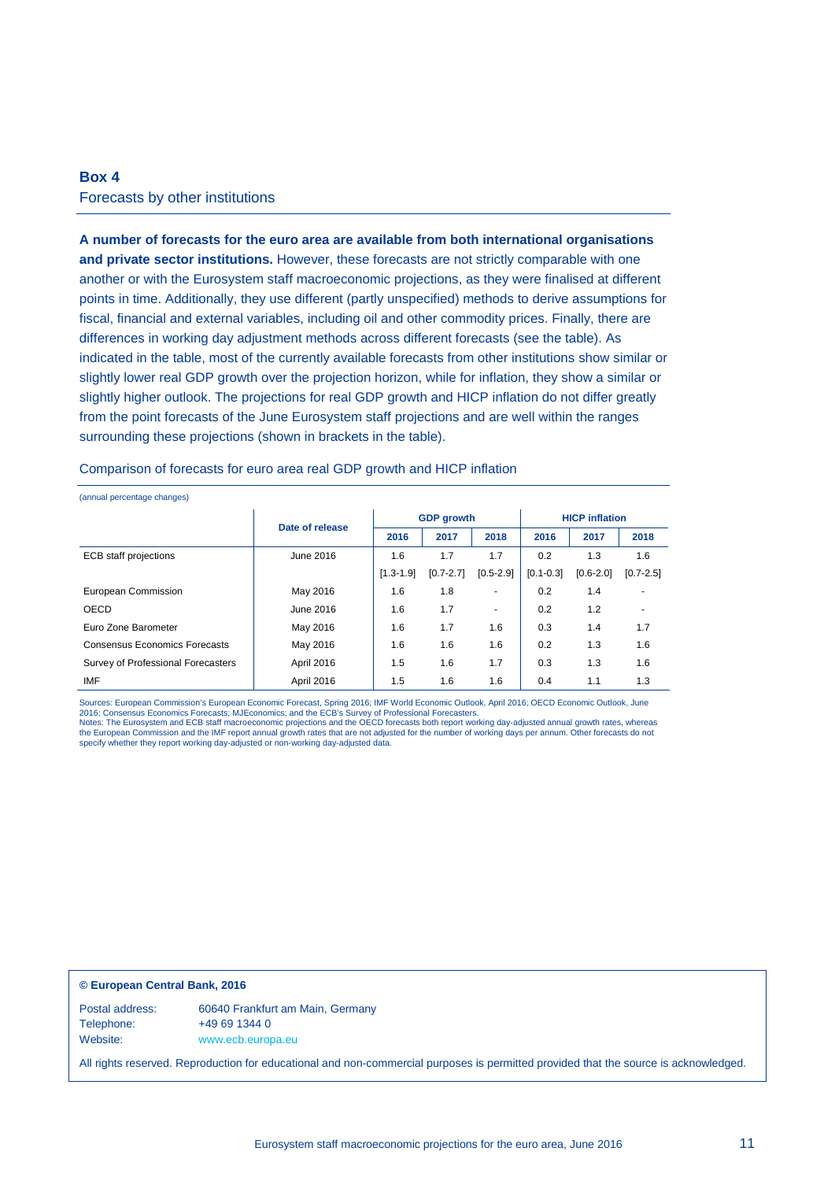## Box 4
Forecasts by other institutions

**A number of forecasts for the euro area are available from both international organisations and private sector institutions.** However, these forecasts are not strictly comparable with one another or with the Eurosystem staff macroeconomic projections, as they were finalised at different points in time. Additionally, they use different (partly unspecified) methods to derive assumptions for fiscal, financial and external variables, including oil and other commodity prices. Finally, there are differences in working day adjustment methods across different forecasts (see the table). As indicated in the table, most of the currently available forecasts from other institutions show similar or slightly lower real GDP growth over the projection horizon, while for inflation, they show a similar or slightly higher outlook. The projections for real GDP growth and HICP inflation do not differ greatly from the point forecasts of the June Eurosystem staff projections and are well within the ranges surrounding these projections (shown in brackets in the table).

Comparison of forecasts for euro area real GDP growth and HICP inflation

(annual percentage changes)

| | Date of release | GDP growth | | | HICP inflation | | |
|---|---|---|---|---|---|---|---|
| | | 2016 | 2017 | 2018 | 2016 | 2017 | 2018 |
| ECB staff projections | June 2016 | 1.6 | 1.7 | 1.7 | 0.2 | 1.3 | 1.6 |
| | | [1.3-1.9] | [0.7-2.7] | [0.5-2.9] | [0.1-0.3] | [0.6-2.0] | [0.7-2.5] |
| European Commission | May 2016 | 1.6 | 1.8 | - | 0.2 | 1.4 | - |
| OECD | June 2016 | 1.6 | 1.7 | - | 0.2 | 1.2 | - |
| Euro Zone Barometer | May 2016 | 1.6 | 1.7 | 1.6 | 0.3 | 1.4 | 1.7 |
| Consensus Economics Forecasts | May 2016 | 1.6 | 1.6 | 1.6 | 0.2 | 1.3 | 1.6 |
| Survey of Professional Forecasters | April 2016 | 1.5 | 1.6 | 1.7 | 0.3 | 1.3 | 1.6 |
| IMF | April 2016 | 1.5 | 1.6 | 1.6 | 0.4 | 1.1 | 1.3 |

Sources: European Commission's European Economic Forecast, Spring 2016; IMF World Economic Outlook, April 2016; OECD Economic Outlook, June 2016; Consensus Economics Forecasts; MJEconomics; and the ECB's Survey of Professional Forecasters.
Notes: The Eurosystem and ECB staff macroeconomic projections and the OECD forecasts both report working day-adjusted annual growth rates, whereas the European Commission and the IMF report annual growth rates that are not adjusted for the number of working days per annum. Other forecasts do not specify whether they report working day-adjusted or non-working day-adjusted data.

**© European Central Bank, 2016**

Postal address: 60640 Frankfurt am Main, Germany
Telephone: +49 69 1344 0
Website: www.ecb.europa.eu

All rights reserved. Reproduction for educational and non-commercial purposes is permitted provided that the source is acknowledged.